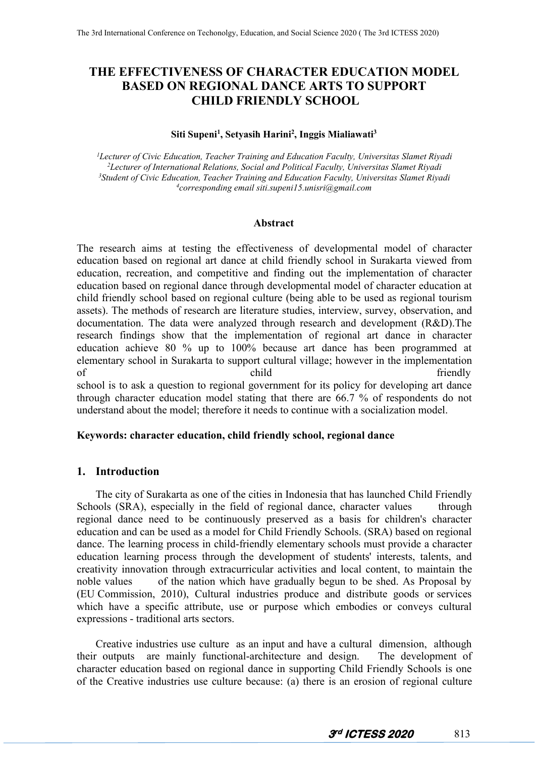# THE EFFECTIVENESS OF CHARACTER EDUCATION MODEL BASED ON REGIONAL DANCE ARTS TO SUPPORT CHILD FRIENDLY SCHOOL

**Siti Supeni[1], Setyasih Harini[2], Inggis Mialiawati[3]**

[1]*Lecturer of Civic Education, Teacher Training and Education Faculty, Universitas Slamet Riyadi*
[2]*Lecturer of International Relations, Social and Political Faculty, Universitas Slamet Riyadi*
[3]*Student of Civic Education, Teacher Training and Education Faculty, Universitas Slamet Riyadi*
[4]*corresponding email siti.supeni15.unisri@gmail.com*

## Abstract

The research aims at testing the effectiveness of developmental model of character education based on regional art dance at child friendly school in Surakarta viewed from education, recreation, and competitive and finding out the implementation of character education based on regional dance through developmental model of character education at child friendly school based on regional culture (being able to be used as regional tourism assets). The methods of research are literature studies, interview, survey, observation, and documentation. The data were analyzed through research and development (R&D).The research findings show that the implementation of regional art dance in character education achieve 80 % up to 100% because art dance has been programmed at elementary school in Surakarta to support cultural village; however in the implementation of child friendly school is to ask a question to regional government for its policy for developing art dance through character education model stating that there are 66.7 % of respondents do not understand about the model; therefore it needs to continue with a socialization model.

**Keywords: character education, child friendly school, regional dance**

## 1. Introduction

The city of Surakarta as one of the cities in Indonesia that has launched Child Friendly Schools (SRA), especially in the field of regional dance, character values through regional dance need to be continuously preserved as a basis for children's character education and can be used as a model for Child Friendly Schools. (SRA) based on regional dance. The learning process in child-friendly elementary schools must provide a character education learning process through the development of students' interests, talents, and creativity innovation through extracurricular activities and local content, to maintain the noble values of the nation which have gradually begun to be shed. As Proposal by (EU Commission, 2010), Cultural industries produce and distribute goods or services which have a specific attribute, use or purpose which embodies or conveys cultural expressions - traditional arts sectors.

Creative industries use culture as an input and have a cultural dimension, although their outputs are mainly functional-architecture and design. The development of character education based on regional dance in supporting Child Friendly Schools is one of the Creative industries use culture because: (a) there is an erosion of regional culture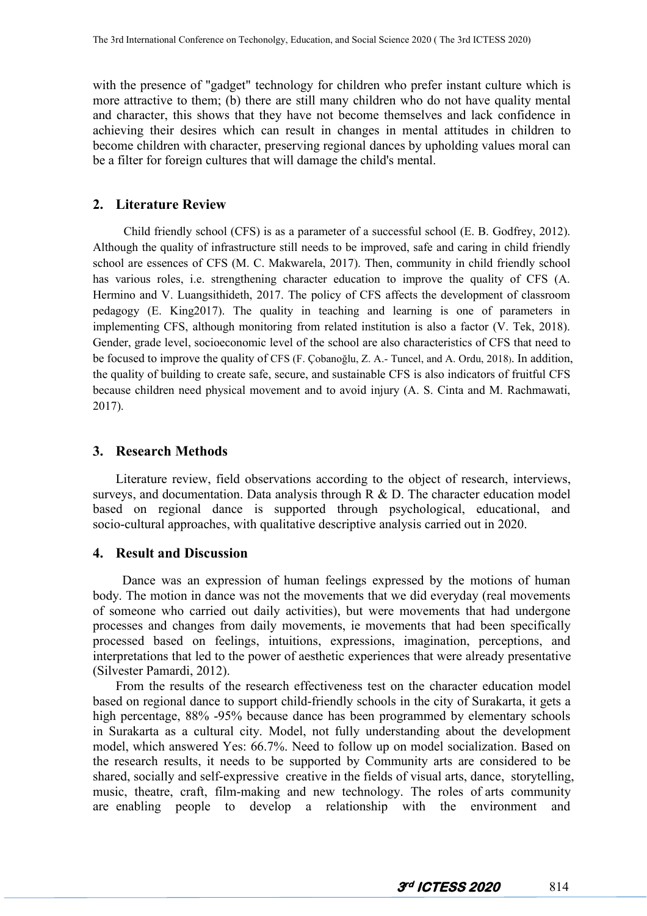with the presence of "gadget" technology for children who prefer instant culture which is more attractive to them; (b) there are still many children who do not have quality mental and character, this shows that they have not become themselves and lack confidence in achieving their desires which can result in changes in mental attitudes in children to become children with character, preserving regional dances by upholding values moral can be a filter for foreign cultures that will damage the child's mental.

## 2. Literature Review

Child friendly school (CFS) is as a parameter of a successful school (E. B. Godfrey, 2012). Although the quality of infrastructure still needs to be improved, safe and caring in child friendly school are essences of CFS (M. C. Makwarela, 2017). Then, community in child friendly school has various roles, i.e. strengthening character education to improve the quality of CFS (A. Hermino and V. Luangsithideth, 2017. The policy of CFS affects the development of classroom pedagogy (E. King2017). The quality in teaching and learning is one of parameters in implementing CFS, although monitoring from related institution is also a factor (V. Tek, 2018). Gender, grade level, socioeconomic level of the school are also characteristics of CFS that need to be focused to improve the quality of CFS (F. Çobanoğlu, Z. A.- Tuncel, and A. Ordu, 2018). In addition, the quality of building to create safe, secure, and sustainable CFS is also indicators of fruitful CFS because children need physical movement and to avoid injury (A. S. Cinta and M. Rachmawati, 2017).

## 3. Research Methods

Literature review, field observations according to the object of research, interviews, surveys, and documentation. Data analysis through R & D. The character education model based on regional dance is supported through psychological, educational, and socio-cultural approaches, with qualitative descriptive analysis carried out in 2020.

## 4. Result and Discussion

Dance was an expression of human feelings expressed by the motions of human body. The motion in dance was not the movements that we did everyday (real movements of someone who carried out daily activities), but were movements that had undergone processes and changes from daily movements, ie movements that had been specifically processed based on feelings, intuitions, expressions, imagination, perceptions, and interpretations that led to the power of aesthetic experiences that were already presentative (Silvester Pamardi, 2012).

From the results of the research effectiveness test on the character education model based on regional dance to support child-friendly schools in the city of Surakarta, it gets a high percentage, 88% -95% because dance has been programmed by elementary schools in Surakarta as a cultural city. Model, not fully understanding about the development model, which answered Yes: 66.7%. Need to follow up on model socialization. Based on the research results, it needs to be supported by Community arts are considered to be shared, socially and self-expressive creative in the fields of visual arts, dance, storytelling, music, theatre, craft, film-making and new technology. The roles of arts community are enabling people to develop a relationship with the environment and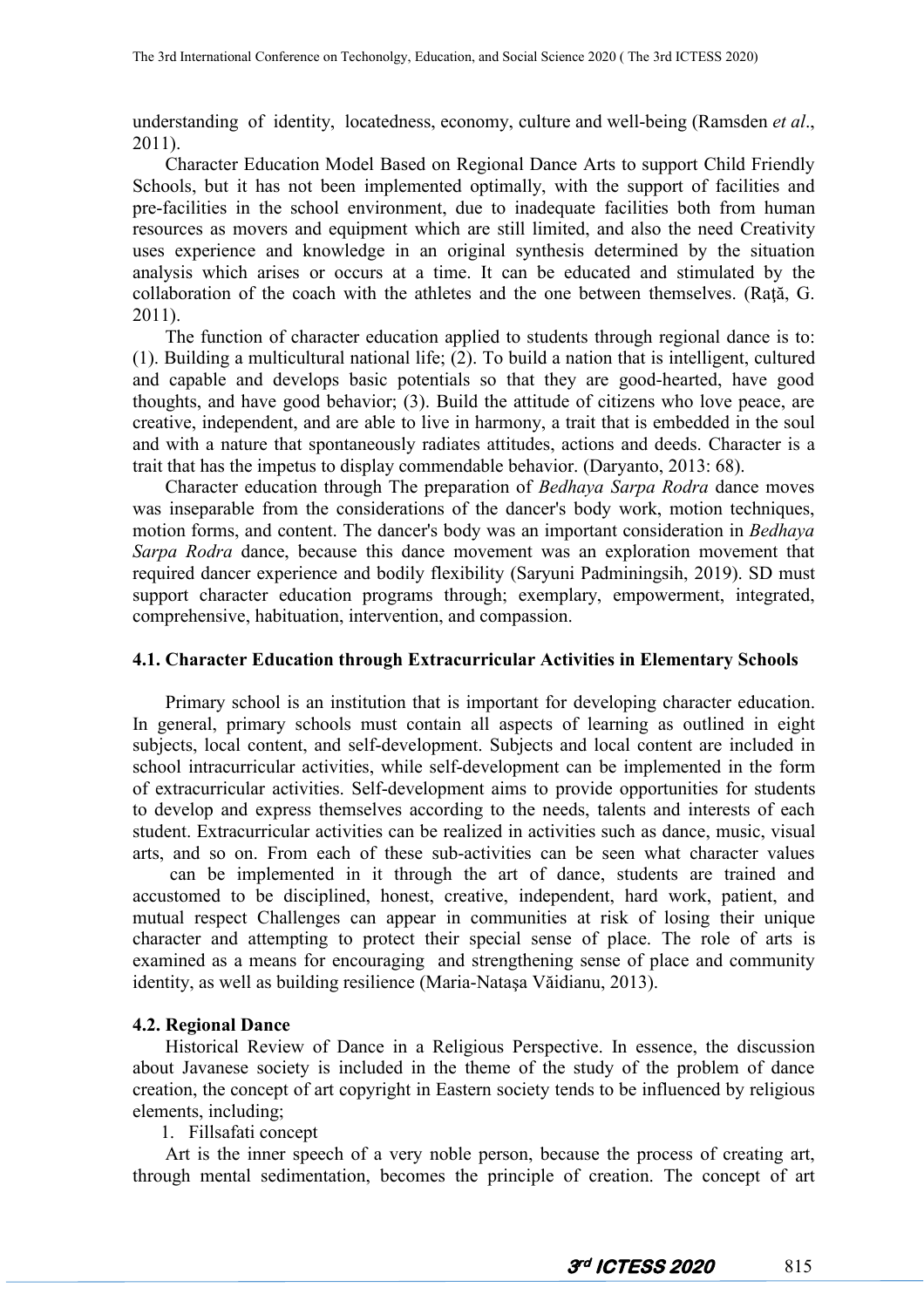understanding of identity, locatedness, economy, culture and well-being (Ramsden *et al*., 2011).

Character Education Model Based on Regional Dance Arts to support Child Friendly Schools, but it has not been implemented optimally, with the support of facilities and pre-facilities in the school environment, due to inadequate facilities both from human resources as movers and equipment which are still limited, and also the need Creativity uses experience and knowledge in an original synthesis determined by the situation analysis which arises or occurs at a time. It can be educated and stimulated by the collaboration of the coach with the athletes and the one between themselves. (Raţă, G. 2011).

The function of character education applied to students through regional dance is to: (1). Building a multicultural national life; (2). To build a nation that is intelligent, cultured and capable and develops basic potentials so that they are good-hearted, have good thoughts, and have good behavior; (3). Build the attitude of citizens who love peace, are creative, independent, and are able to live in harmony, a trait that is embedded in the soul and with a nature that spontaneously radiates attitudes, actions and deeds. Character is a trait that has the impetus to display commendable behavior. (Daryanto, 2013: 68).

Character education through The preparation of *Bedhaya Sarpa Rodra* dance moves was inseparable from the considerations of the dancer's body work, motion techniques, motion forms, and content. The dancer's body was an important consideration in *Bedhaya Sarpa Rodra* dance, because this dance movement was an exploration movement that required dancer experience and bodily flexibility (Saryuni Padminingsih, 2019). SD must support character education programs through; exemplary, empowerment, integrated, comprehensive, habituation, intervention, and compassion.

### 4.1. Character Education through Extracurricular Activities in Elementary Schools

Primary school is an institution that is important for developing character education. In general, primary schools must contain all aspects of learning as outlined in eight subjects, local content, and self-development. Subjects and local content are included in school intracurricular activities, while self-development can be implemented in the form of extracurricular activities. Self-development aims to provide opportunities for students to develop and express themselves according to the needs, talents and interests of each student. Extracurricular activities can be realized in activities such as dance, music, visual arts, and so on. From each of these sub-activities can be seen what character values can be implemented in it through the art of dance, students are trained and accustomed to be disciplined, honest, creative, independent, hard work, patient, and mutual respect Challenges can appear in communities at risk of losing their unique character and attempting to protect their special sense of place. The role of arts is examined as a means for encouraging and strengthening sense of place and community identity, as well as building resilience (Maria-Nataşa Văidianu, 2013).

### 4.2. Regional Dance

Historical Review of Dance in a Religious Perspective. In essence, the discussion about Javanese society is included in the theme of the study of the problem of dance creation, the concept of art copyright in Eastern society tends to be influenced by religious elements, including;

1. Fillsafati concept

Art is the inner speech of a very noble person, because the process of creating art, through mental sedimentation, becomes the principle of creation. The concept of art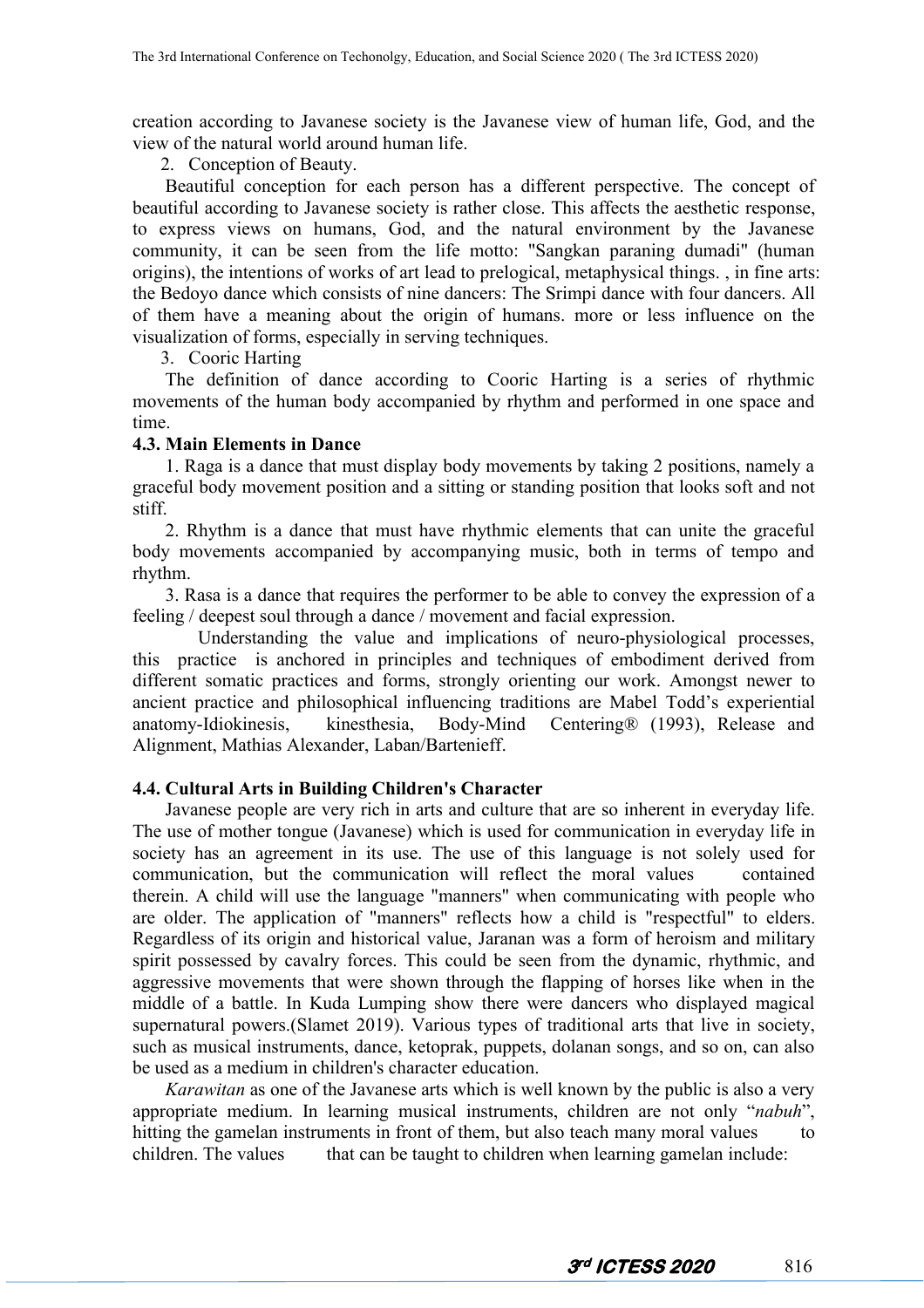creation according to Javanese society is the Javanese view of human life, God, and the view of the natural world around human life.

2. Conception of Beauty.

Beautiful conception for each person has a different perspective. The concept of beautiful according to Javanese society is rather close. This affects the aesthetic response, to express views on humans, God, and the natural environment by the Javanese community, it can be seen from the life motto: "Sangkan paraning dumadi" (human origins), the intentions of works of art lead to prelogical, metaphysical things. , in fine arts: the Bedoyo dance which consists of nine dancers: The Srimpi dance with four dancers. All of them have a meaning about the origin of humans. more or less influence on the visualization of forms, especially in serving techniques.

3. Cooric Harting

The definition of dance according to Cooric Harting is a series of rhythmic movements of the human body accompanied by rhythm and performed in one space and time.

### 4.3. Main Elements in Dance

1. Raga is a dance that must display body movements by taking 2 positions, namely a graceful body movement position and a sitting or standing position that looks soft and not stiff.

2. Rhythm is a dance that must have rhythmic elements that can unite the graceful body movements accompanied by accompanying music, both in terms of tempo and rhythm.

3. Rasa is a dance that requires the performer to be able to convey the expression of a feeling / deepest soul through a dance / movement and facial expression.

Understanding the value and implications of neuro-physiological processes, this practice is anchored in principles and techniques of embodiment derived from different somatic practices and forms, strongly orienting our work. Amongst newer to ancient practice and philosophical influencing traditions are Mabel Todd's experiential anatomy-Idiokinesis, kinesthesia, Body-Mind Centering® (1993), Release and Alignment, Mathias Alexander, Laban/Bartenieff.

### 4.4. Cultural Arts in Building Children's Character

Javanese people are very rich in arts and culture that are so inherent in everyday life. The use of mother tongue (Javanese) which is used for communication in everyday life in society has an agreement in its use. The use of this language is not solely used for communication, but the communication will reflect the moral values contained therein. A child will use the language "manners" when communicating with people who are older. The application of "manners" reflects how a child is "respectful" to elders. Regardless of its origin and historical value, Jaranan was a form of heroism and military spirit possessed by cavalry forces. This could be seen from the dynamic, rhythmic, and aggressive movements that were shown through the flapping of horses like when in the middle of a battle. In Kuda Lumping show there were dancers who displayed magical supernatural powers.(Slamet 2019). Various types of traditional arts that live in society, such as musical instruments, dance, ketoprak, puppets, dolanan songs, and so on, can also be used as a medium in children's character education.

*Karawitan* as one of the Javanese arts which is well known by the public is also a very appropriate medium. In learning musical instruments, children are not only "*nabuh*", hitting the gamelan instruments in front of them, but also teach many moral values to children. The values that can be taught to children when learning gamelan include: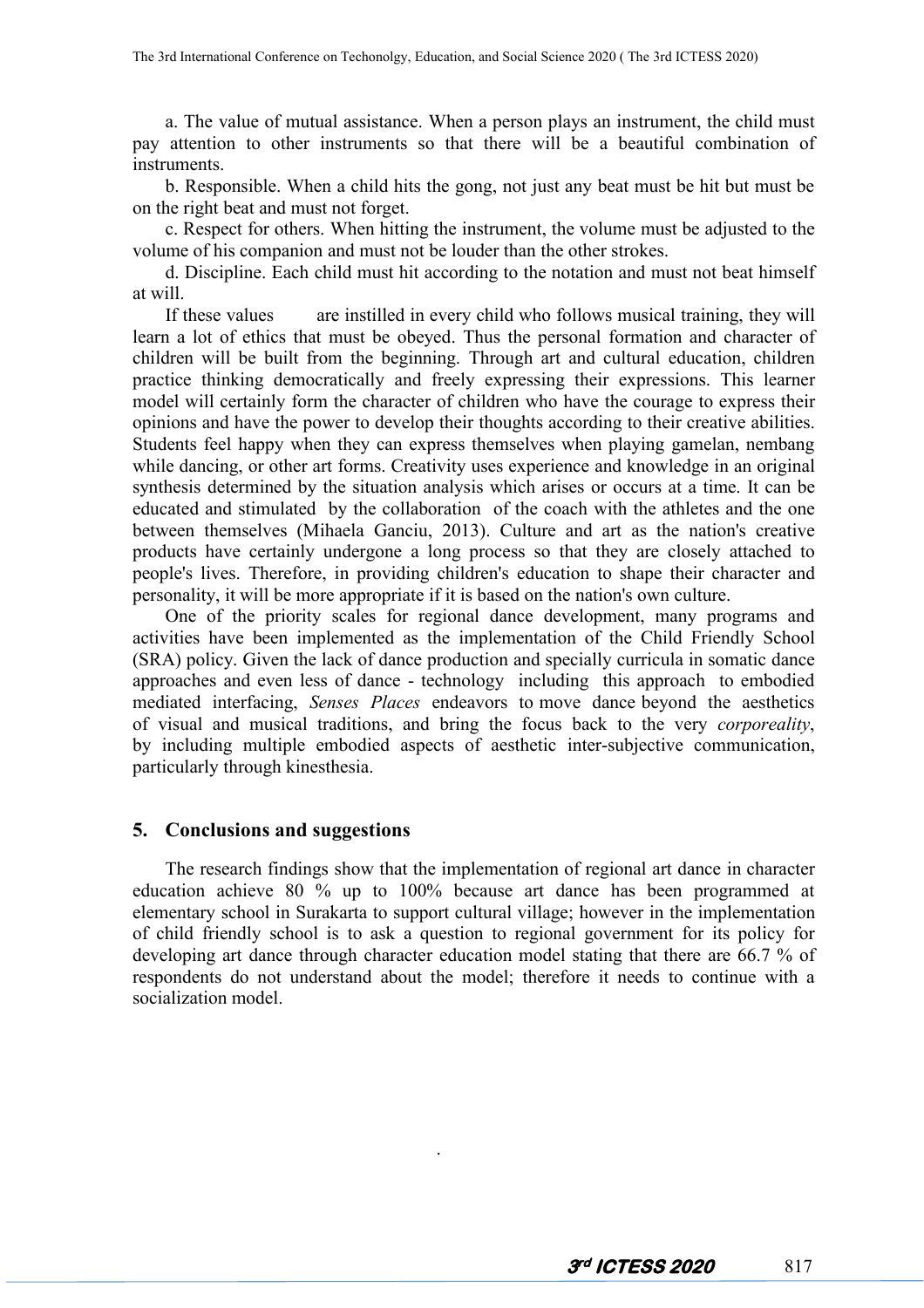a. The value of mutual assistance. When a person plays an instrument, the child must pay attention to other instruments so that there will be a beautiful combination of instruments.

b. Responsible. When a child hits the gong, not just any beat must be hit but must be on the right beat and must not forget.

c. Respect for others. When hitting the instrument, the volume must be adjusted to the volume of his companion and must not be louder than the other strokes.

d. Discipline. Each child must hit according to the notation and must not beat himself at will.

If these values are instilled in every child who follows musical training, they will learn a lot of ethics that must be obeyed. Thus the personal formation and character of children will be built from the beginning. Through art and cultural education, children practice thinking democratically and freely expressing their expressions. This learner model will certainly form the character of children who have the courage to express their opinions and have the power to develop their thoughts according to their creative abilities. Students feel happy when they can express themselves when playing gamelan, nembang while dancing, or other art forms. Creativity uses experience and knowledge in an original synthesis determined by the situation analysis which arises or occurs at a time. It can be educated and stimulated by the collaboration of the coach with the athletes and the one between themselves (Mihaela Ganciu, 2013). Culture and art as the nation's creative products have certainly undergone a long process so that they are closely attached to people's lives. Therefore, in providing children's education to shape their character and personality, it will be more appropriate if it is based on the nation's own culture.

One of the priority scales for regional dance development, many programs and activities have been implemented as the implementation of the Child Friendly School (SRA) policy. Given the lack of dance production and specially curricula in somatic dance approaches and even less of dance - technology including this approach to embodied mediated interfacing, *Senses Places* endeavors to move dance beyond the aesthetics of visual and musical traditions, and bring the focus back to the very *corporeality*, by including multiple embodied aspects of aesthetic inter-subjective communication, particularly through kinesthesia.

## 5. Conclusions and suggestions

The research findings show that the implementation of regional art dance in character education achieve 80 % up to 100% because art dance has been programmed at elementary school in Surakarta to support cultural village; however in the implementation of child friendly school is to ask a question to regional government for its policy for developing art dance through character education model stating that there are 66.7 % of respondents do not understand about the model; therefore it needs to continue with a socialization model.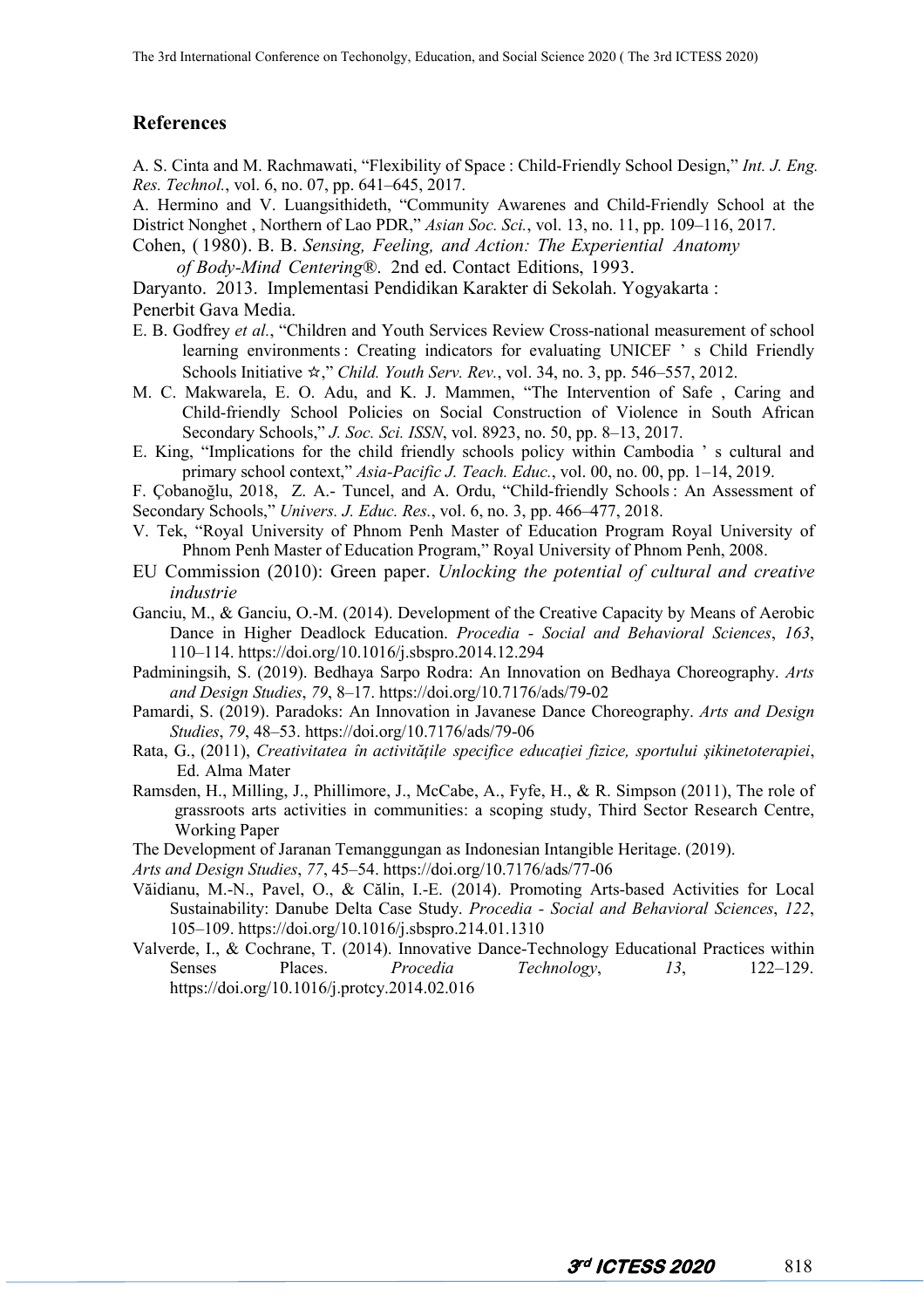## References

A. S. Cinta and M. Rachmawati, "Flexibility of Space : Child-Friendly School Design," *Int. J. Eng. Res. Technol.*, vol. 6, no. 07, pp. 641–645, 2017.

A. Hermino and V. Luangsithideth, "Community Awarenes and Child-Friendly School at the District Nonghet , Northern of Lao PDR," *Asian Soc. Sci.*, vol. 13, no. 11, pp. 109–116, 2017.

Cohen, ( 1980). B. B. *Sensing, Feeling, and Action: The Experiential Anatomy of Body-Mind Centering®*. 2nd ed. Contact Editions, 1993.

Daryanto. 2013. Implementasi Pendidikan Karakter di Sekolah. Yogyakarta : Penerbit Gava Media.

E. B. Godfrey *et al.*, "Children and Youth Services Review Cross-national measurement of school learning environments : Creating indicators for evaluating UNICEF ' s Child Friendly Schools Initiative ☆," *Child. Youth Serv. Rev.*, vol. 34, no. 3, pp. 546–557, 2012.

M. C. Makwarela, E. O. Adu, and K. J. Mammen, "The Intervention of Safe , Caring and Child-friendly School Policies on Social Construction of Violence in South African Secondary Schools," *J. Soc. Sci. ISSN*, vol. 8923, no. 50, pp. 8–13, 2017.

E. King, "Implications for the child friendly schools policy within Cambodia ' s cultural and primary school context," *Asia-Pacific J. Teach. Educ.*, vol. 00, no. 00, pp. 1–14, 2019.

F. Çobanoğlu, 2018, Z. A.- Tuncel, and A. Ordu, "Child-friendly Schools : An Assessment of Secondary Schools," *Univers. J. Educ. Res.*, vol. 6, no. 3, pp. 466–477, 2018.

V. Tek, "Royal University of Phnom Penh Master of Education Program Royal University of Phnom Penh Master of Education Program," Royal University of Phnom Penh, 2008.

EU Commission (2010): Green paper. *Unlocking the potential of cultural and creative industrie*

Ganciu, M., & Ganciu, O.-M. (2014). Development of the Creative Capacity by Means of Aerobic Dance in Higher Deadlock Education. *Procedia - Social and Behavioral Sciences*, *163*, 110–114. https://doi.org/10.1016/j.sbspro.2014.12.294

Padminingsih, S. (2019). Bedhaya Sarpo Rodra: An Innovation on Bedhaya Choreography. *Arts and Design Studies*, *79*, 8–17. https://doi.org/10.7176/ads/79-02

Pamardi, S. (2019). Paradoks: An Innovation in Javanese Dance Choreography. *Arts and Design Studies*, *79*, 48–53. https://doi.org/10.7176/ads/79-06

Rata, G., (2011), *Creativitatea în activităţile specifice educaţiei fizice, sportului şikinetoterapiei*, Ed. Alma Mater

Ramsden, H., Milling, J., Phillimore, J., McCabe, A., Fyfe, H., & R. Simpson (2011), The role of grassroots arts activities in communities: a scoping study, Third Sector Research Centre, Working Paper

The Development of Jaranan Temanggungan as Indonesian Intangible Heritage. (2019). *Arts and Design Studies*, *77*, 45–54. https://doi.org/10.7176/ads/77-06

Văidianu, M.-N., Pavel, O., & Călin, I.-E. (2014). Promoting Arts-based Activities for Local Sustainability: Danube Delta Case Study. *Procedia - Social and Behavioral Sciences*, *122*, 105–109. https://doi.org/10.1016/j.sbspro.214.01.1310

Valverde, I., & Cochrane, T. (2014). Innovative Dance-Technology Educational Practices within Senses Places. *Procedia Technology*, *13*, 122–129. https://doi.org/10.1016/j.protcy.2014.02.016